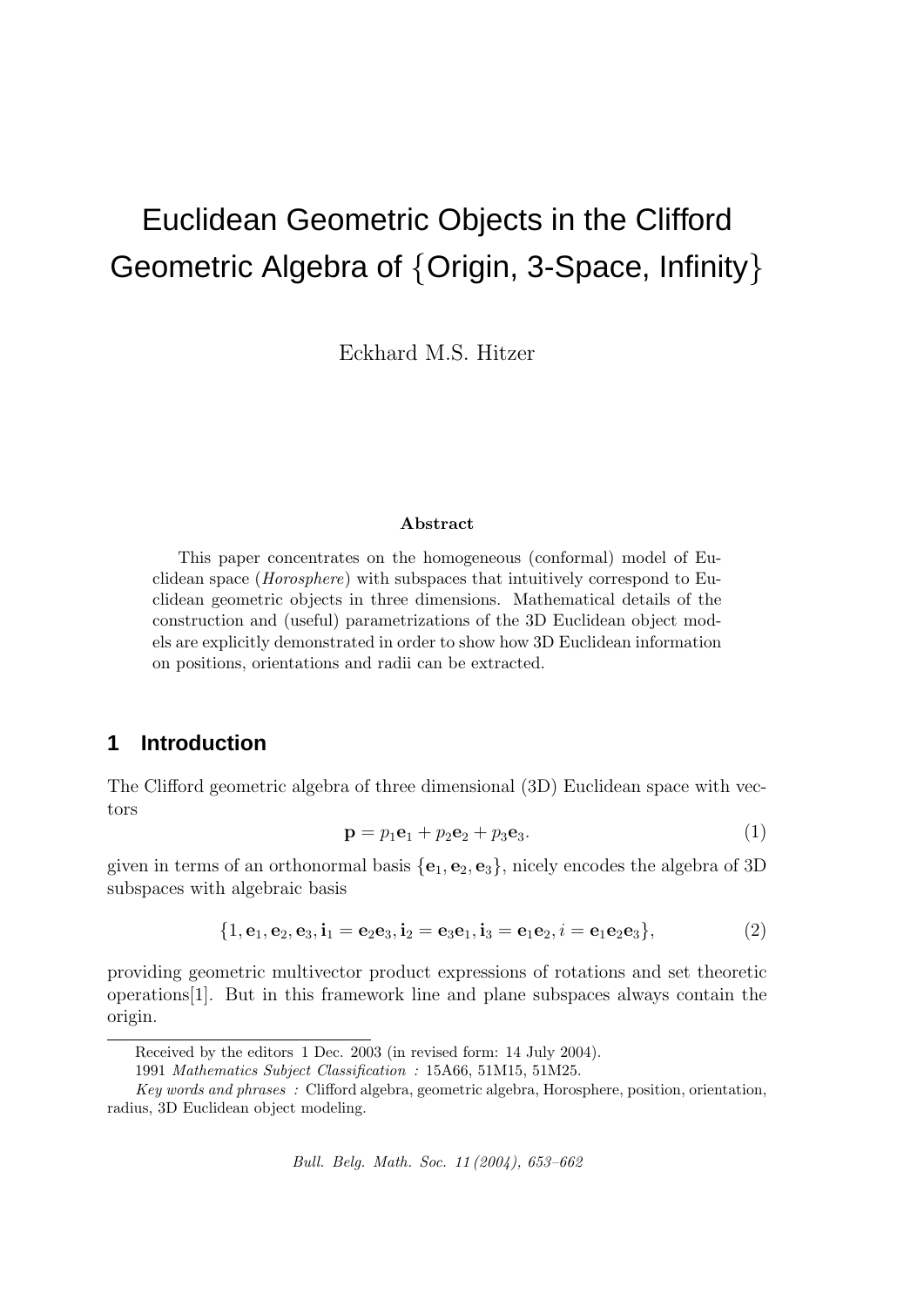# Euclidean Geometric Objects in the Clifford Geometric Algebra of {Origin, 3-Space, Infinity}

Eckhard M.S. Hitzer

### Abstract

This paper concentrates on the homogeneous (conformal) model of Euclidean space (*Horosphere*) with subspaces that intuitively correspond to Euclidean geometric objects in three dimensions. Mathematical details of the construction and (useful) parametrizations of the 3D Euclidean object models are explicitly demonstrated in order to show how 3D Euclidean information on positions, orientations and radii can be extracted.

## 1 Introduction

The Clifford geometric algebra of three dimensional (3D) Euclidean space with vectors

$$\mathbf{p} = p_1\mathbf{e}_1 + p_2\mathbf{e}_2 + p_3\mathbf{e}_3. \tag{1}$$

given in terms of an orthonormal basis $\{\mathbf{e}_1, \mathbf{e}_2, \mathbf{e}_3\}$, nicely encodes the algebra of 3D subspaces with algebraic basis

$$\{1, \mathbf{e}_1, \mathbf{e}_2, \mathbf{e}_3, \mathbf{i}_1 = \mathbf{e}_2\mathbf{e}_3, \mathbf{i}_2 = \mathbf{e}_3\mathbf{e}_1, \mathbf{i}_3 = \mathbf{e}_1\mathbf{e}_2, i = \mathbf{e}_1\mathbf{e}_2\mathbf{e}_3\}, \tag{2}$$

providing geometric multivector product expressions of rotations and set theoretic operations[1]. But in this framework line and plane subspaces always contain the origin.

Received by the editors 1 Dec. 2003 (in revised form: 14 July 2004).

1991 *Mathematics Subject Classification :* 15A66, 51M15, 51M25.

*Key words and phrases :* Clifford algebra, geometric algebra, Horosphere, position, orientation, radius, 3D Euclidean object modeling.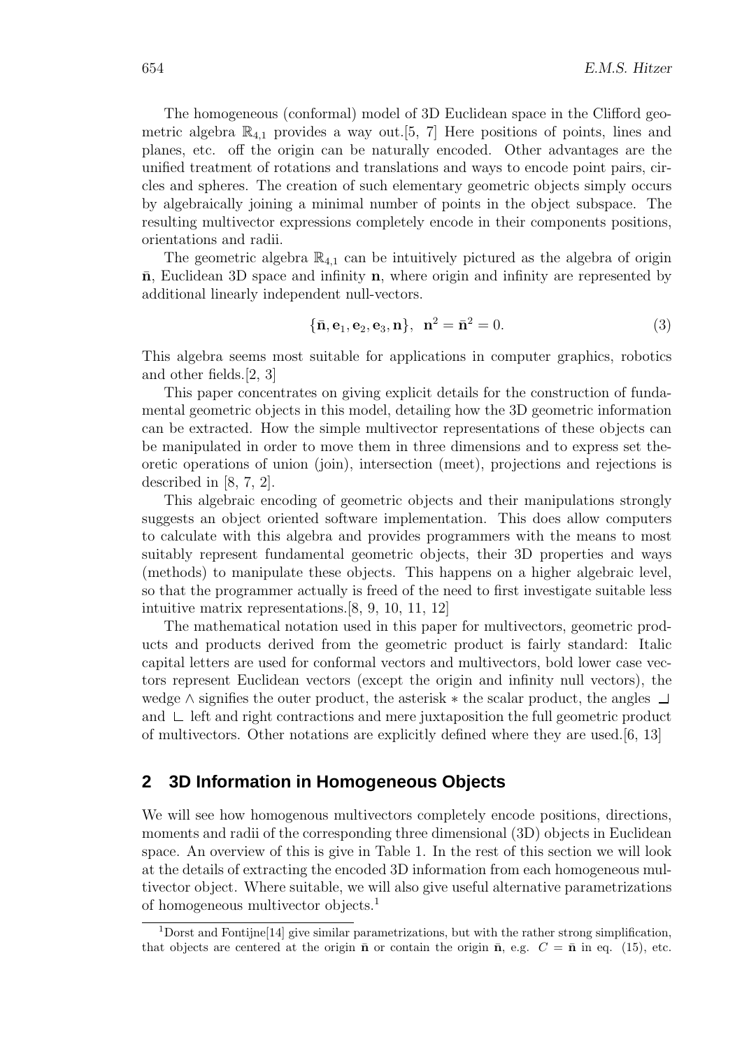The homogeneous (conformal) model of 3D Euclidean space in the Clifford geometric algebra $\mathbb{R}_{4,1}$ provides a way out.[5, 7] Here positions of points, lines and planes, etc. off the origin can be naturally encoded. Other advantages are the unified treatment of rotations and translations and ways to encode point pairs, circles and spheres. The creation of such elementary geometric objects simply occurs by algebraically joining a minimal number of points in the object subspace. The resulting multivector expressions completely encode in their components positions, orientations and radii.

The geometric algebra $\mathbb{R}_{4,1}$ can be intuitively pictured as the algebra of origin $\bar{\mathbf{n}}$, Euclidean 3D space and infinity $\mathbf{n}$, where origin and infinity are represented by additional linearly independent null-vectors.

$$\{\bar{\mathbf{n}}, \mathbf{e}_1, \mathbf{e}_2, \mathbf{e}_3, \mathbf{n}\}, \quad \mathbf{n}^2 = \bar{\mathbf{n}}^2 = 0. \tag{3}$$

This algebra seems most suitable for applications in computer graphics, robotics and other fields.[2, 3]

This paper concentrates on giving explicit details for the construction of fundamental geometric objects in this model, detailing how the 3D geometric information can be extracted. How the simple multivector representations of these objects can be manipulated in order to move them in three dimensions and to express set theoretic operations of union (join), intersection (meet), projections and rejections is described in [8, 7, 2].

This algebraic encoding of geometric objects and their manipulations strongly suggests an object oriented software implementation. This does allow computers to calculate with this algebra and provides programmers with the means to most suitably represent fundamental geometric objects, their 3D properties and ways (methods) to manipulate these objects. This happens on a higher algebraic level, so that the programmer actually is freed of the need to first investigate suitable less intuitive matrix representations.[8, 9, 10, 11, 12]

The mathematical notation used in this paper for multivectors, geometric products and products derived from the geometric product is fairly standard: Italic capital letters are used for conformal vectors and multivectors, bold lower case vectors represent Euclidean vectors (except the origin and infinity null vectors), the wedge $\wedge$ signifies the outer product, the asterisk $*$ the scalar product, the angles $\rfloor$ and $\lfloor$ left and right contractions and mere juxtaposition the full geometric product of multivectors. Other notations are explicitly defined where they are used.[6, 13]

## 2 3D Information in Homogeneous Objects

We will see how homogenous multivectors completely encode positions, directions, moments and radii of the corresponding three dimensional (3D) objects in Euclidean space. An overview of this is give in Table 1. In the rest of this section we will look at the details of extracting the encoded 3D information from each homogeneous multivector object. Where suitable, we will also give useful alternative parametrizations of homogeneous multivector objects.[1]

[1] Dorst and Fontijne[14] give similar parametrizations, but with the rather strong simplification, that objects are centered at the origin $\bar{\mathbf{n}}$ or contain the origin $\bar{\mathbf{n}}$, e.g. $C = \bar{\mathbf{n}}$ in eq. (15), etc.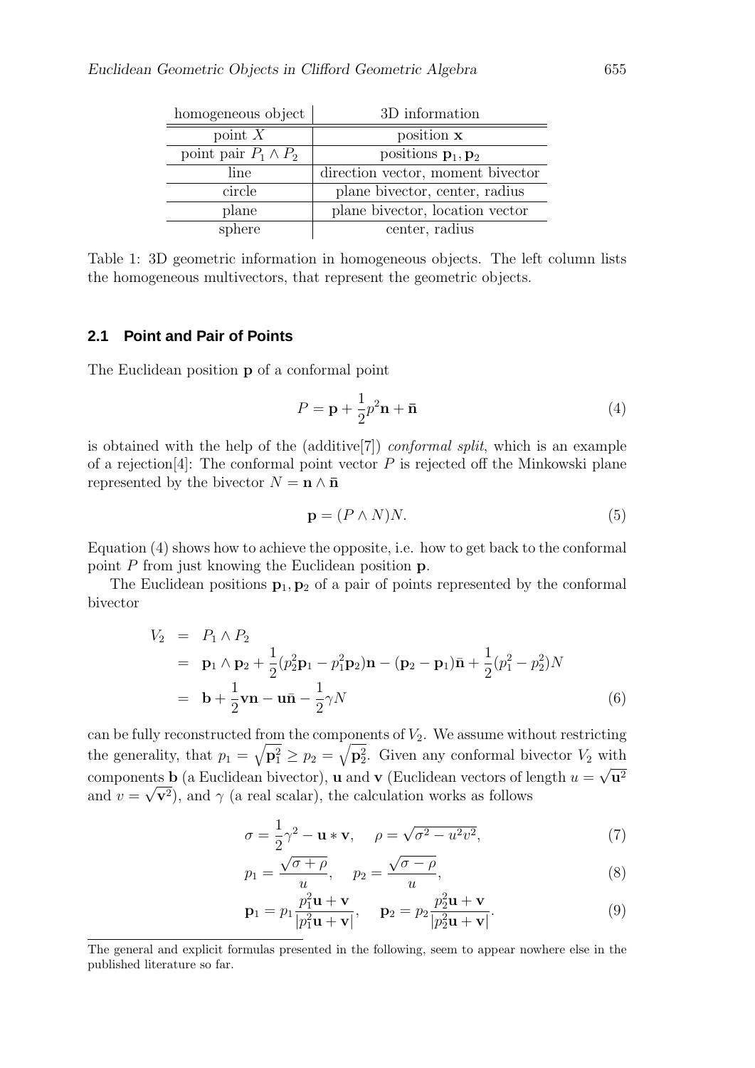| homogeneous object | 3D information |
|---|---|
| point $X$ | position $\mathbf{x}$ |
| point pair $P_1 \wedge P_2$ | positions $\mathbf{p}_1, \mathbf{p}_2$ |
| line | direction vector, moment bivector |
| circle | plane bivector, center, radius |
| plane | plane bivector, location vector |
| sphere | center, radius |

Table 1: 3D geometric information in homogeneous objects. The left column lists the homogeneous multivectors, that represent the geometric objects.

### 2.1 Point and Pair of Points

The Euclidean position $\mathbf{p}$ of a conformal point

$$P = \mathbf{p} + \frac{1}{2}p^2\mathbf{n} + \bar{\mathbf{n}} \tag{4}$$

is obtained with the help of the (additive[7]) *conformal split*, which is an example of a rejection[4]: The conformal point vector $P$ is rejected off the Minkowski plane represented by the bivector $N = \mathbf{n} \wedge \bar{\mathbf{n}}$

$$\mathbf{p} = (P \wedge N)N. \tag{5}$$

Equation (4) shows how to achieve the opposite, i.e. how to get back to the conformal point $P$ from just knowing the Euclidean position $\mathbf{p}$.

The Euclidean positions $\mathbf{p}_1, \mathbf{p}_2$ of a pair of points represented by the conformal bivector

$$\begin{aligned} V_2 &= P_1 \wedge P_2 \\ &= \mathbf{p}_1 \wedge \mathbf{p}_2 + \frac{1}{2}(p_2^2\mathbf{p}_1 - p_1^2\mathbf{p}_2)\mathbf{n} - (\mathbf{p}_2 - \mathbf{p}_1)\bar{\mathbf{n}} + \frac{1}{2}(p_1^2 - p_2^2)N \\ &= \mathbf{b} + \frac{1}{2}\mathbf{v}\mathbf{n} - \mathbf{u}\bar{\mathbf{n}} - \frac{1}{2}\gamma N \end{aligned} \tag{6}$$

can be fully reconstructed from the components of $V_2$. We assume without restricting the generality, that $p_1 = \sqrt{\mathbf{p}_1^2} \geq p_2 = \sqrt{\mathbf{p}_2^2}$. Given any conformal bivector $V_2$ with components $\mathbf{b}$ (a Euclidean bivector), $\mathbf{u}$ and $\mathbf{v}$ (Euclidean vectors of length $u = \sqrt{\mathbf{u}^2}$ and $v = \sqrt{\mathbf{v}^2}$), and $\gamma$ (a real scalar), the calculation works as follows

$$\sigma = \frac{1}{2}\gamma^2 - \mathbf{u} * \mathbf{v}, \quad \rho = \sqrt{\sigma^2 - u^2v^2}, \tag{7}$$

$$p_1 = \frac{\sqrt{\sigma + \rho}}{u}, \quad p_2 = \frac{\sqrt{\sigma - \rho}}{u}, \tag{8}$$

$$\mathbf{p}_1 = p_1\frac{p_1^2\mathbf{u} + \mathbf{v}}{|p_1^2\mathbf{u} + \mathbf{v}|}, \quad \mathbf{p}_2 = p_2\frac{p_2^2\mathbf{u} + \mathbf{v}}{|p_2^2\mathbf{u} + \mathbf{v}|}. \tag{9}$$

The general and explicit formulas presented in the following, seem to appear nowhere else in the published literature so far.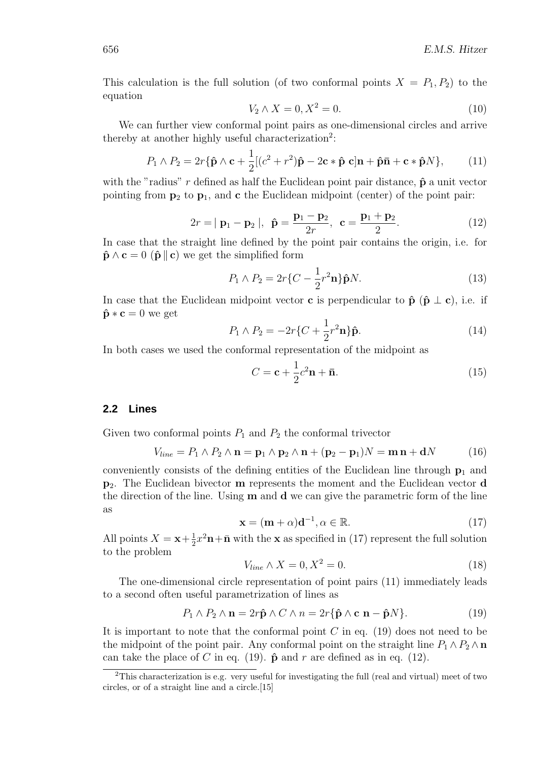This calculation is the full solution (of two conformal points $X = P_1, P_2$) to the equation

$$V_2 \wedge X = 0, X^2 = 0. \tag{10}$$

We can further view conformal point pairs as one-dimensional circles and arrive thereby at another highly useful characterization[2]:

$$P_1 \wedge P_2 = 2r\{\hat{\mathbf{p}} \wedge \mathbf{c} + \frac{1}{2}[(c^2 + r^2)\hat{\mathbf{p}} - 2\mathbf{c} * \hat{\mathbf{p}}\ \mathbf{c}]\mathbf{n} + \hat{\mathbf{p}}\bar{\mathbf{n}} + \mathbf{c} * \hat{\mathbf{p}}N\}, \tag{11}$$

with the "radius" $r$ defined as half the Euclidean point pair distance, $\hat{\mathbf{p}}$ a unit vector pointing from $\mathbf{p}_2$ to $\mathbf{p}_1$, and $\mathbf{c}$ the Euclidean midpoint (center) of the point pair:

$$2r = |\ \mathbf{p}_1 - \mathbf{p}_2\ |, \ \ \hat{\mathbf{p}} = \frac{\mathbf{p}_1 - \mathbf{p}_2}{2r}, \ \ \mathbf{c} = \frac{\mathbf{p}_1 + \mathbf{p}_2}{2}. \tag{12}$$

In case that the straight line defined by the point pair contains the origin, i.e. for $\hat{\mathbf{p}} \wedge \mathbf{c} = 0$ ($\hat{\mathbf{p}} \parallel \mathbf{c}$) we get the simplified form

$$P_1 \wedge P_2 = 2r\{C - \frac{1}{2}r^2\mathbf{n}\}\hat{\mathbf{p}}N. \tag{13}$$

In case that the Euclidean midpoint vector $\mathbf{c}$ is perpendicular to $\hat{\mathbf{p}}$ ($\hat{\mathbf{p}} \perp \mathbf{c}$), i.e. if $\hat{\mathbf{p}} * \mathbf{c} = 0$ we get

$$P_1 \wedge P_2 = -2r\{C + \frac{1}{2}r^2\mathbf{n}\}\hat{\mathbf{p}}. \tag{14}$$

In both cases we used the conformal representation of the midpoint as

$$C = \mathbf{c} + \frac{1}{2}c^2\mathbf{n} + \bar{\mathbf{n}}. \tag{15}$$

### 2.2 Lines

Given two conformal points $P_1$ and $P_2$ the conformal trivector

$$V_{line} = P_1 \wedge P_2 \wedge \mathbf{n} = \mathbf{p}_1 \wedge \mathbf{p}_2 \wedge \mathbf{n} + (\mathbf{p}_2 - \mathbf{p}_1)N = \mathbf{m}\,\mathbf{n} + \mathbf{d}N \tag{16}$$

conveniently consists of the defining entities of the Euclidean line through $\mathbf{p}_1$ and $\mathbf{p}_2$. The Euclidean bivector $\mathbf{m}$ represents the moment and the Euclidean vector $\mathbf{d}$ the direction of the line. Using $\mathbf{m}$ and $\mathbf{d}$ we can give the parametric form of the line as

$$\mathbf{x} = (\mathbf{m} + \alpha)\mathbf{d}^{-1}, \alpha \in \mathbb{R}. \tag{17}$$

All points $X = \mathbf{x} + \frac{1}{2}x^2\mathbf{n} + \bar{\mathbf{n}}$ with the $\mathbf{x}$ as specified in (17) represent the full solution to the problem

$$V_{line} \wedge X = 0, X^2 = 0. \tag{18}$$

The one-dimensional circle representation of point pairs (11) immediately leads to a second often useful parametrization of lines as

$$P_1 \wedge P_2 \wedge \mathbf{n} = 2r\hat{\mathbf{p}} \wedge C \wedge n = 2r\{\hat{\mathbf{p}} \wedge \mathbf{c}\ \mathbf{n} - \hat{\mathbf{p}}N\}. \tag{19}$$

It is important to note that the conformal point $C$ in eq. (19) does not need to be the midpoint of the point pair. Any conformal point on the straight line $P_1 \wedge P_2 \wedge \mathbf{n}$ can take the place of $C$ in eq. (19). $\hat{\mathbf{p}}$ and $r$ are defined as in eq. (12).

[2] This characterization is e.g. very useful for investigating the full (real and virtual) meet of two circles, or of a straight line and a circle.[15]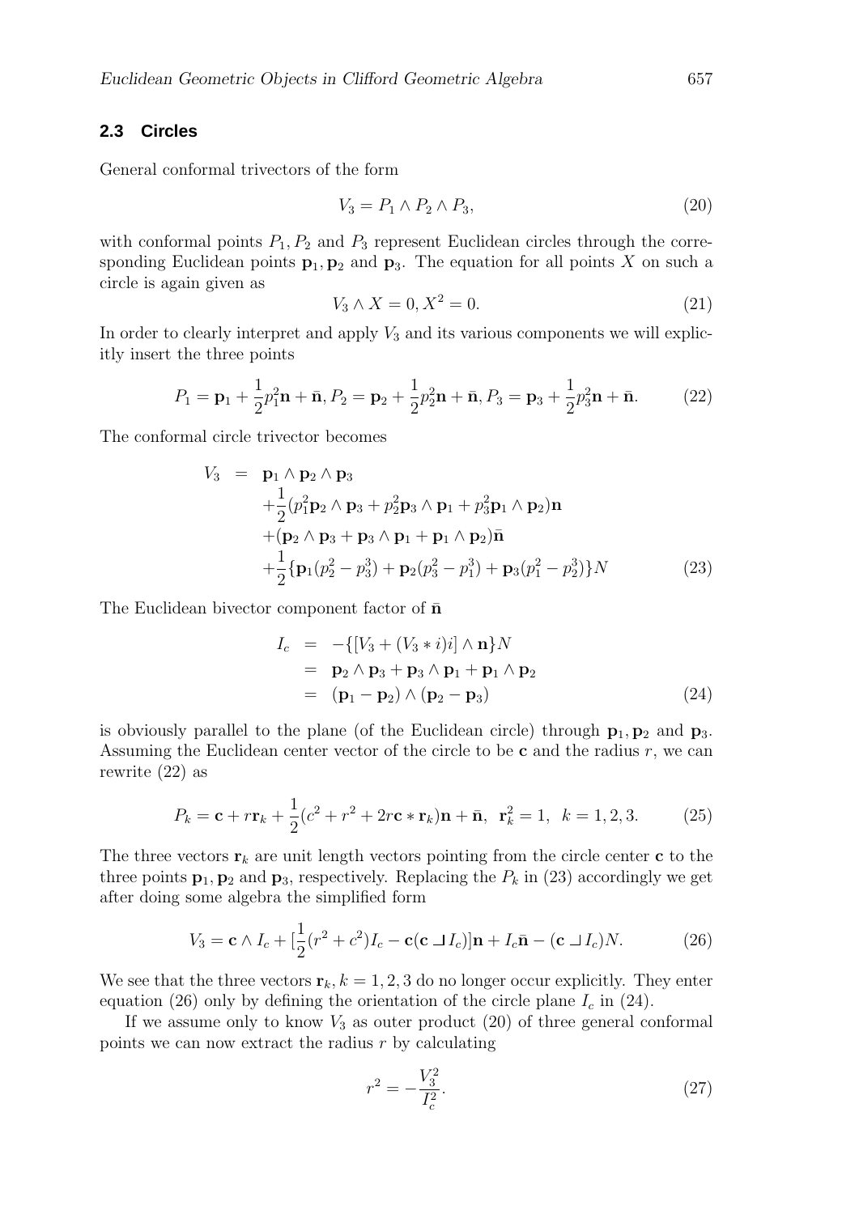### 2.3 Circles

General conformal trivectors of the form

$$V_3 = P_1 \wedge P_2 \wedge P_3, \tag{20}$$

with conformal points $P_1, P_2$ and $P_3$ represent Euclidean circles through the corresponding Euclidean points $\mathbf{p}_1, \mathbf{p}_2$ and $\mathbf{p}_3$. The equation for all points $X$ on such a circle is again given as

$$V_3 \wedge X = 0, X^2 = 0. \tag{21}$$

In order to clearly interpret and apply $V_3$ and its various components we will explicitly insert the three points

$$P_1 = \mathbf{p}_1 + \frac{1}{2}p_1^2\mathbf{n} + \bar{\mathbf{n}}, P_2 = \mathbf{p}_2 + \frac{1}{2}p_2^2\mathbf{n} + \bar{\mathbf{n}}, P_3 = \mathbf{p}_3 + \frac{1}{2}p_3^2\mathbf{n} + \bar{\mathbf{n}}. \tag{22}$$

The conformal circle trivector becomes

$$\begin{aligned} V_3 &= \mathbf{p}_1 \wedge \mathbf{p}_2 \wedge \mathbf{p}_3 \\ &+\frac{1}{2}(p_1^2\mathbf{p}_2 \wedge \mathbf{p}_3 + p_2^2\mathbf{p}_3 \wedge \mathbf{p}_1 + p_3^2\mathbf{p}_1 \wedge \mathbf{p}_2)\mathbf{n} \\ &+(\mathbf{p}_2 \wedge \mathbf{p}_3 + \mathbf{p}_3 \wedge \mathbf{p}_1 + \mathbf{p}_1 \wedge \mathbf{p}_2)\bar{\mathbf{n}} \\ &+\frac{1}{2}\{\mathbf{p}_1(p_2^2 - p_3^3) + \mathbf{p}_2(p_3^2 - p_1^3) + \mathbf{p}_3(p_1^2 - p_2^3)\}N \end{aligned} \tag{23}$$

The Euclidean bivector component factor of $\bar{\mathbf{n}}$

$$\begin{aligned} I_c &= -\{[V_3 + (V_3 * i)i] \wedge \mathbf{n}\}N \\ &= \mathbf{p}_2 \wedge \mathbf{p}_3 + \mathbf{p}_3 \wedge \mathbf{p}_1 + \mathbf{p}_1 \wedge \mathbf{p}_2 \\ &= (\mathbf{p}_1 - \mathbf{p}_2) \wedge (\mathbf{p}_2 - \mathbf{p}_3) \end{aligned} \tag{24}$$

is obviously parallel to the plane (of the Euclidean circle) through $\mathbf{p}_1, \mathbf{p}_2$ and $\mathbf{p}_3$. Assuming the Euclidean center vector of the circle to be $\mathbf{c}$ and the radius $r$, we can rewrite (22) as

$$P_k = \mathbf{c} + r\mathbf{r}_k + \frac{1}{2}(c^2 + r^2 + 2r\mathbf{c} * \mathbf{r}_k)\mathbf{n} + \bar{\mathbf{n}}, \;\; \mathbf{r}_k^2 = 1, \;\; k = 1, 2, 3. \tag{25}$$

The three vectors $\mathbf{r}_k$ are unit length vectors pointing from the circle center $\mathbf{c}$ to the three points $\mathbf{p}_1, \mathbf{p}_2$ and $\mathbf{p}_3$, respectively. Replacing the $P_k$ in (23) accordingly we get after doing some algebra the simplified form

$$V_3 = \mathbf{c} \wedge I_c + [\frac{1}{2}(r^2 + c^2)I_c - \mathbf{c}(\mathbf{c} \rfloor I_c)]\mathbf{n} + I_c\bar{\mathbf{n}} - (\mathbf{c} \rfloor I_c)N. \tag{26}$$

We see that the three vectors $\mathbf{r}_k, k = 1, 2, 3$ do no longer occur explicitly. They enter equation (26) only by defining the orientation of the circle plane $I_c$ in (24).

If we assume only to know $V_3$ as outer product (20) of three general conformal points we can now extract the radius $r$ by calculating

$$r^2 = -\frac{V_3^2}{I_c^2}. \tag{27}$$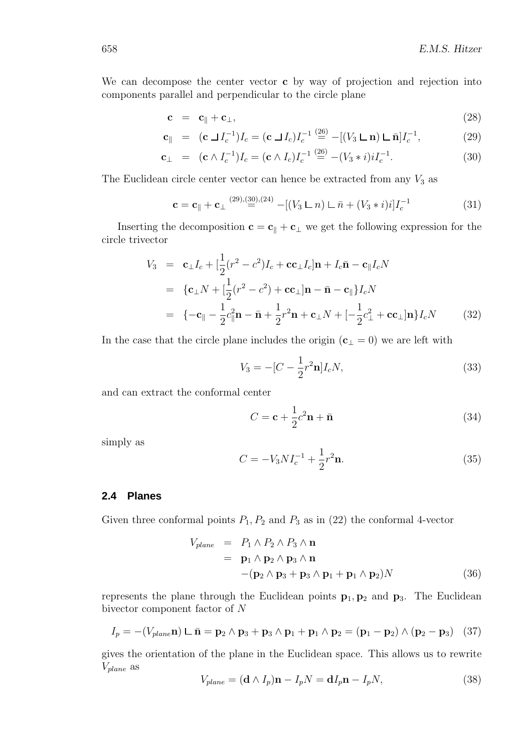We can decompose the center vector $\mathbf{c}$ by way of projection and rejection into components parallel and perpendicular to the circle plane

$$
\begin{aligned}
\mathbf{c} &= \mathbf{c}_{\parallel} + \mathbf{c}_{\perp}, & (28)\\
\mathbf{c}_{\parallel} &= (\mathbf{c} \rfloor I_c^{-1})I_c = (\mathbf{c} \rfloor I_c)I_c^{-1} \stackrel{(26)}{=} -[(V_3 \llcorner \mathbf{n}) \llcorner \bar{\mathbf{n}}]I_c^{-1}, & (29)\\
\mathbf{c}_{\perp} &= (\mathbf{c} \wedge I_c^{-1})I_c = (\mathbf{c} \wedge I_c)I_c^{-1} \stackrel{(26)}{=} -(V_3 * i)iI_c^{-1}. & (30)
\end{aligned}
$$

The Euclidean circle center vector can hence be extracted from any $V_3$ as

$$
\mathbf{c} = \mathbf{c}_{\parallel} + \mathbf{c}_{\perp} \stackrel{(29),(30),(24)}{=} -[(V_3 \llcorner n) \llcorner \bar{n} + (V_3 * i)i]I_c^{-1} \tag{31}
$$

Inserting the decomposition $\mathbf{c} = \mathbf{c}_{\parallel} + \mathbf{c}_{\perp}$ we get the following expression for the circle trivector

$$
\begin{aligned}
V_3 &= \mathbf{c}_{\perp}I_c + [\frac{1}{2}(r^2 - c^2)I_c + \mathbf{c}\mathbf{c}_{\perp}I_c]\mathbf{n} + I_c\bar{\mathbf{n}} - \mathbf{c}_{\parallel}I_cN \\
&= \{\mathbf{c}_{\perp}N + [\frac{1}{2}(r^2 - c^2) + \mathbf{c}\mathbf{c}_{\perp}]\mathbf{n} - \bar{\mathbf{n}} - \mathbf{c}_{\parallel}\}I_cN \\
&= \{-\mathbf{c}_{\parallel} - \frac{1}{2}c_{\parallel}^2\mathbf{n} - \bar{\mathbf{n}} + \frac{1}{2}r^2\mathbf{n} + \mathbf{c}_{\perp}N + [-\frac{1}{2}c_{\perp}^2 + \mathbf{c}\mathbf{c}_{\perp}]\mathbf{n}\}I_cN \qquad (32)
\end{aligned}
$$

In the case that the circle plane includes the origin ($\mathbf{c}_{\perp} = 0$) we are left with

$$
V_3 = -[C - \frac{1}{2}r^2\mathbf{n}]I_cN, \tag{33}
$$

and can extract the conformal center

$$
C = \mathbf{c} + \frac{1}{2}c^2\mathbf{n} + \bar{\mathbf{n}} \tag{34}
$$

simply as

$$
C = -V_3NI_c^{-1} + \frac{1}{2}r^2\mathbf{n}. \tag{35}
$$

### 2.4 Planes

Given three conformal points $P_1, P_2$ and $P_3$ as in (22) the conformal 4-vector

$$
\begin{aligned}
V_{plane} &= P_1 \wedge P_2 \wedge P_3 \wedge \mathbf{n} \\
&= \mathbf{p}_1 \wedge \mathbf{p}_2 \wedge \mathbf{p}_3 \wedge \mathbf{n} \\
&\quad -(\mathbf{p}_2 \wedge \mathbf{p}_3 + \mathbf{p}_3 \wedge \mathbf{p}_1 + \mathbf{p}_1 \wedge \mathbf{p}_2)N \qquad (36)
\end{aligned}
$$

represents the plane through the Euclidean points $\mathbf{p}_1, \mathbf{p}_2$ and $\mathbf{p}_3$. The Euclidean bivector component factor of $N$

$$
I_p = -(V_{plane}\mathbf{n}) \llcorner \bar{\mathbf{n}} = \mathbf{p}_2 \wedge \mathbf{p}_3 + \mathbf{p}_3 \wedge \mathbf{p}_1 + \mathbf{p}_1 \wedge \mathbf{p}_2 = (\mathbf{p}_1 - \mathbf{p}_2) \wedge (\mathbf{p}_2 - \mathbf{p}_3) \tag{37}
$$

gives the orientation of the plane in the Euclidean space. This allows us to rewrite $V_{plane}$ as

$$
V_{plane} = (\mathbf{d} \wedge I_p)\mathbf{n} - I_pN = \mathbf{d}I_p\mathbf{n} - I_pN, \tag{38}
$$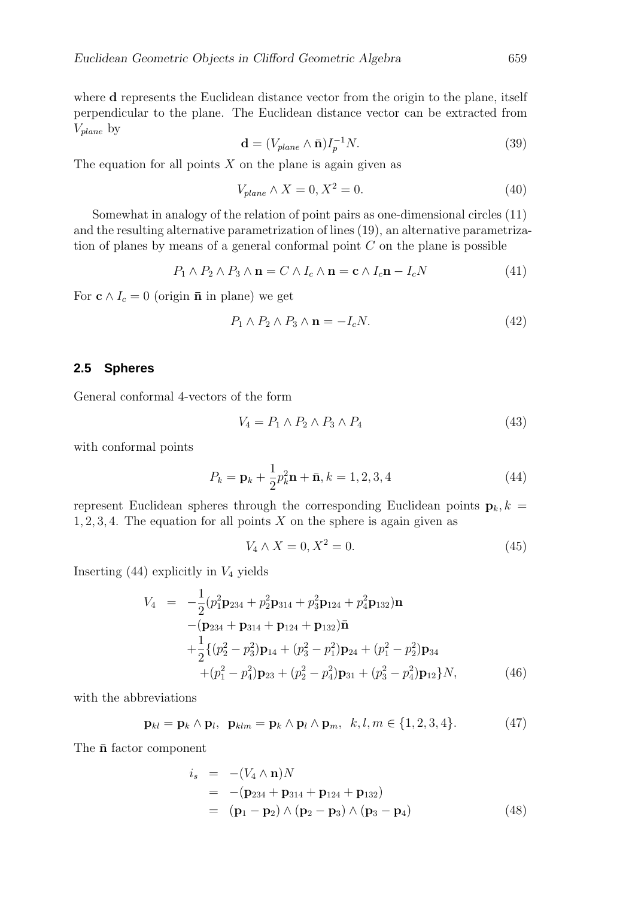where $\mathbf{d}$ represents the Euclidean distance vector from the origin to the plane, itself perpendicular to the plane. The Euclidean distance vector can be extracted from $V_{plane}$ by

$$\mathbf{d} = (V_{plane} \wedge \bar{\mathbf{n}}) I_p^{-1} N. \tag{39}$$

The equation for all points $X$ on the plane is again given as

$$V_{plane} \wedge X = 0, X^2 = 0. \tag{40}$$

Somewhat in analogy of the relation of point pairs as one-dimensional circles (11) and the resulting alternative parametrization of lines (19), an alternative parametrization of planes by means of a general conformal point $C$ on the plane is possible

$$P_1 \wedge P_2 \wedge P_3 \wedge \mathbf{n} = C \wedge I_c \wedge \mathbf{n} = \mathbf{c} \wedge I_c \mathbf{n} - I_c N \tag{41}$$

For $\mathbf{c} \wedge I_c = 0$ (origin $\bar{\mathbf{n}}$ in plane) we get

$$P_1 \wedge P_2 \wedge P_3 \wedge \mathbf{n} = -I_c N. \tag{42}$$

## 2.5 Spheres

General conformal 4-vectors of the form

$$V_4 = P_1 \wedge P_2 \wedge P_3 \wedge P_4 \tag{43}$$

with conformal points

$$P_k = \mathbf{p}_k + \frac{1}{2} p_k^2 \mathbf{n} + \bar{\mathbf{n}}, k = 1, 2, 3, 4 \tag{44}$$

represent Euclidean spheres through the corresponding Euclidean points $\mathbf{p}_k, k = 1, 2, 3, 4$. The equation for all points $X$ on the sphere is again given as

$$V_4 \wedge X = 0, X^2 = 0. \tag{45}$$

Inserting (44) explicitly in $V_4$ yields

$$\begin{aligned} V_4 &= -\frac{1}{2}(p_1^2 \mathbf{p}_{234} + p_2^2 \mathbf{p}_{314} + p_3^2 \mathbf{p}_{124} + p_4^2 \mathbf{p}_{132}) \mathbf{n} \\ &\quad -(\mathbf{p}_{234} + \mathbf{p}_{314} + \mathbf{p}_{124} + \mathbf{p}_{132}) \bar{\mathbf{n}} \\ &\quad +\frac{1}{2}\{(p_2^2 - p_3^2)\mathbf{p}_{14} + (p_3^2 - p_1^2)\mathbf{p}_{24} + (p_1^2 - p_2^2)\mathbf{p}_{34} \\ &\quad +(p_1^2 - p_4^2)\mathbf{p}_{23} + (p_2^2 - p_4^2)\mathbf{p}_{31} + (p_3^2 - p_4^2)\mathbf{p}_{12}\} N, \end{aligned} \tag{46}$$

with the abbreviations

$$\mathbf{p}_{kl} = \mathbf{p}_k \wedge \mathbf{p}_l, \;\; \mathbf{p}_{klm} = \mathbf{p}_k \wedge \mathbf{p}_l \wedge \mathbf{p}_m, \;\; k, l, m \in \{1, 2, 3, 4\}. \tag{47}$$

The $\bar{\mathbf{n}}$ factor component

$$\begin{aligned} i_s &= -(V_4 \wedge \mathbf{n}) N \\ &= -(\mathbf{p}_{234} + \mathbf{p}_{314} + \mathbf{p}_{124} + \mathbf{p}_{132}) \\ &= (\mathbf{p}_1 - \mathbf{p}_2) \wedge (\mathbf{p}_2 - \mathbf{p}_3) \wedge (\mathbf{p}_3 - \mathbf{p}_4) \end{aligned} \tag{48}$$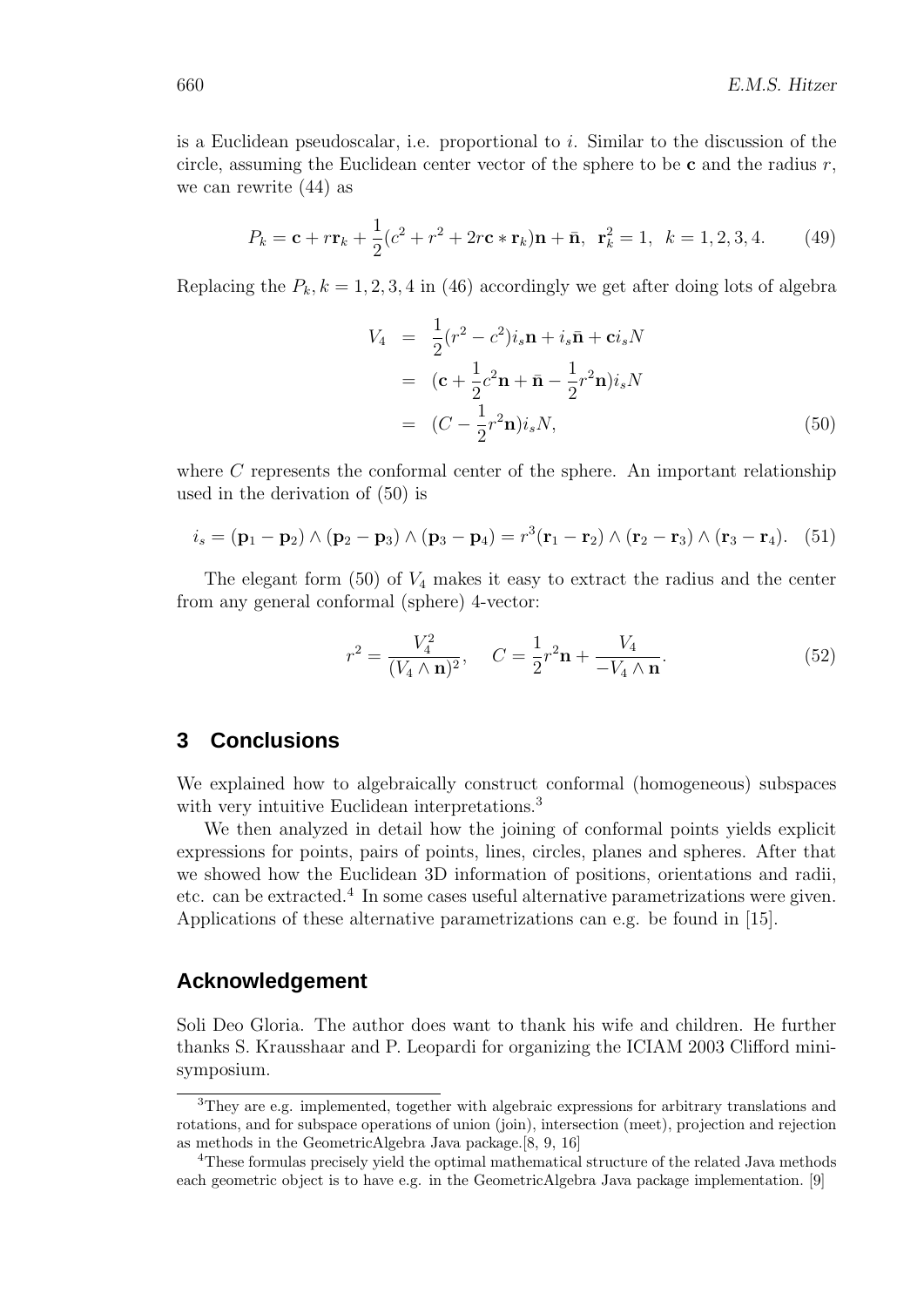is a Euclidean pseudoscalar, i.e. proportional to $i$. Similar to the discussion of the circle, assuming the Euclidean center vector of the sphere to be $\mathbf{c}$ and the radius $r$, we can rewrite (44) as

$$P_k = \mathbf{c} + r\mathbf{r}_k + \frac{1}{2}(c^2 + r^2 + 2r\mathbf{c} * \mathbf{r}_k)\mathbf{n} + \bar{\mathbf{n}}, \ \ \mathbf{r}_k^2 = 1, \ \ k = 1, 2, 3, 4. \tag{49}$$

Replacing the $P_k, k = 1, 2, 3, 4$ in (46) accordingly we get after doing lots of algebra

$$\begin{aligned} V_4 &= \frac{1}{2}(r^2 - c^2)i_s\mathbf{n} + i_s\bar{\mathbf{n}} + \mathbf{c}i_sN \\ &= (\mathbf{c} + \frac{1}{2}c^2\mathbf{n} + \bar{\mathbf{n}} - \frac{1}{2}r^2\mathbf{n})i_sN \\ &= (C - \frac{1}{2}r^2\mathbf{n})i_sN, \end{aligned} \tag{50}$$

where $C$ represents the conformal center of the sphere. An important relationship used in the derivation of (50) is

$$i_s = (\mathbf{p}_1 - \mathbf{p}_2) \wedge (\mathbf{p}_2 - \mathbf{p}_3) \wedge (\mathbf{p}_3 - \mathbf{p}_4) = r^3(\mathbf{r}_1 - \mathbf{r}_2) \wedge (\mathbf{r}_2 - \mathbf{r}_3) \wedge (\mathbf{r}_3 - \mathbf{r}_4). \tag{51}$$

The elegant form (50) of $V_4$ makes it easy to extract the radius and the center from any general conformal (sphere) 4-vector:

$$r^2 = \frac{V_4^2}{(V_4 \wedge \mathbf{n})^2}, \quad C = \frac{1}{2}r^2\mathbf{n} + \frac{V_4}{-V_4 \wedge \mathbf{n}}. \tag{52}$$

## 3 Conclusions

We explained how to algebraically construct conformal (homogeneous) subspaces with very intuitive Euclidean interpretations.[3]

We then analyzed in detail how the joining of conformal points yields explicit expressions for points, pairs of points, lines, circles, planes and spheres. After that we showed how the Euclidean 3D information of positions, orientations and radii, etc. can be extracted.[4] In some cases useful alternative parametrizations were given. Applications of these alternative parametrizations can e.g. be found in [15].

## Acknowledgement

Soli Deo Gloria. The author does want to thank his wife and children. He further thanks S. Krausshaar and P. Leopardi for organizing the ICIAM 2003 Clifford mini-symposium.

---

[3] They are e.g. implemented, together with algebraic expressions for arbitrary translations and rotations, and for subspace operations of union (join), intersection (meet), projection and rejection as methods in the GeometricAlgebra Java package.[8, 9, 16]

[4] These formulas precisely yield the optimal mathematical structure of the related Java methods each geometric object is to have e.g. in the GeometricAlgebra Java package implementation. [9]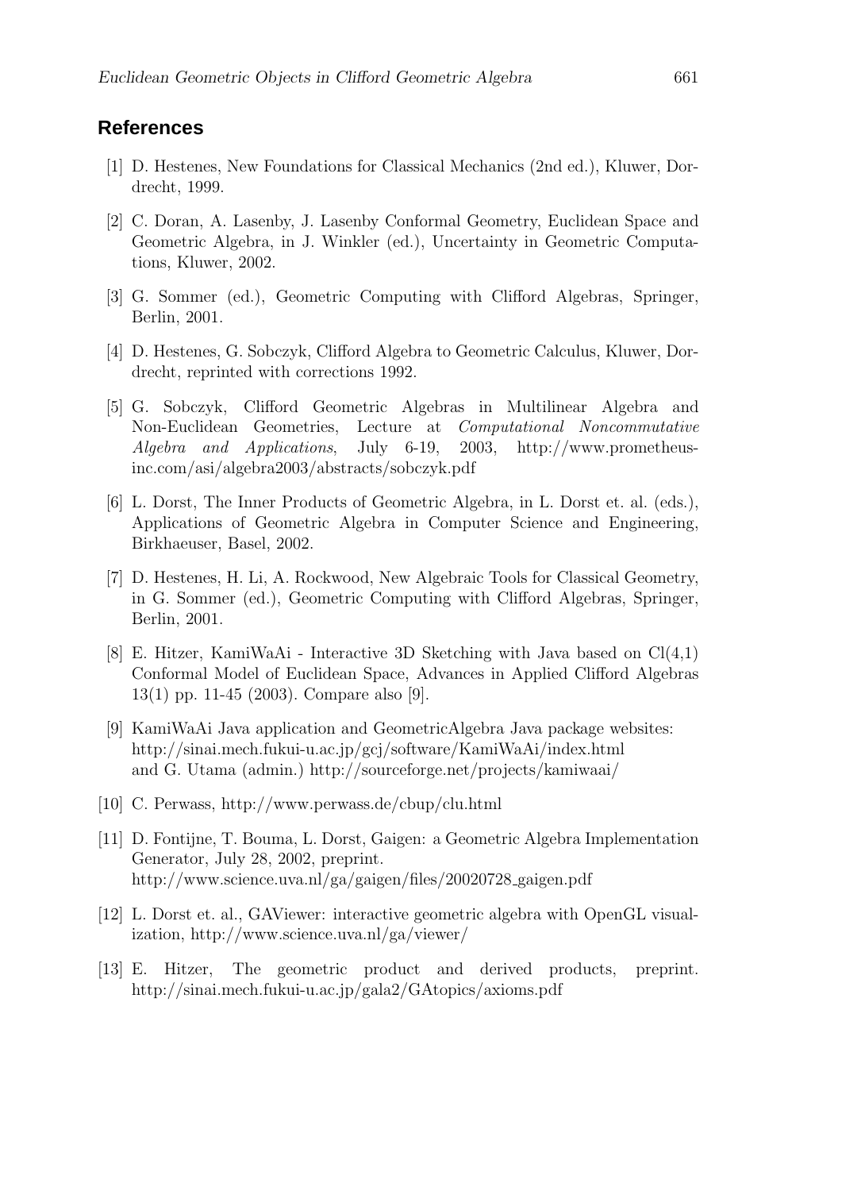## References

[1] D. Hestenes, New Foundations for Classical Mechanics (2nd ed.), Kluwer, Dordrecht, 1999.

[2] C. Doran, A. Lasenby, J. Lasenby Conformal Geometry, Euclidean Space and Geometric Algebra, in J. Winkler (ed.), Uncertainty in Geometric Computations, Kluwer, 2002.

[3] G. Sommer (ed.), Geometric Computing with Clifford Algebras, Springer, Berlin, 2001.

[4] D. Hestenes, G. Sobczyk, Clifford Algebra to Geometric Calculus, Kluwer, Dordrecht, reprinted with corrections 1992.

[5] G. Sobczyk, Clifford Geometric Algebras in Multilinear Algebra and Non-Euclidean Geometries, Lecture at *Computational Noncommutative Algebra and Applications*, July 6-19, 2003, http://www.prometheus-inc.com/asi/algebra2003/abstracts/sobczyk.pdf

[6] L. Dorst, The Inner Products of Geometric Algebra, in L. Dorst et. al. (eds.), Applications of Geometric Algebra in Computer Science and Engineering, Birkhaeuser, Basel, 2002.

[7] D. Hestenes, H. Li, A. Rockwood, New Algebraic Tools for Classical Geometry, in G. Sommer (ed.), Geometric Computing with Clifford Algebras, Springer, Berlin, 2001.

[8] E. Hitzer, KamiWaAi - Interactive 3D Sketching with Java based on Cl(4,1) Conformal Model of Euclidean Space, Advances in Applied Clifford Algebras 13(1) pp. 11-45 (2003). Compare also [9].

[9] KamiWaAi Java application and GeometricAlgebra Java package websites: http://sinai.mech.fukui-u.ac.jp/gcj/software/KamiWaAi/index.html and G. Utama (admin.) http://sourceforge.net/projects/kamiwaai/

[10] C. Perwass, http://www.perwass.de/cbup/clu.html

[11] D. Fontijne, T. Bouma, L. Dorst, Gaigen: a Geometric Algebra Implementation Generator, July 28, 2002, preprint. http://www.science.uva.nl/ga/gaigen/files/20020728_gaigen.pdf

[12] L. Dorst et. al., GAViewer: interactive geometric algebra with OpenGL visualization, http://www.science.uva.nl/ga/viewer/

[13] E. Hitzer, The geometric product and derived products, preprint. http://sinai.mech.fukui-u.ac.jp/gala2/GAtopics/axioms.pdf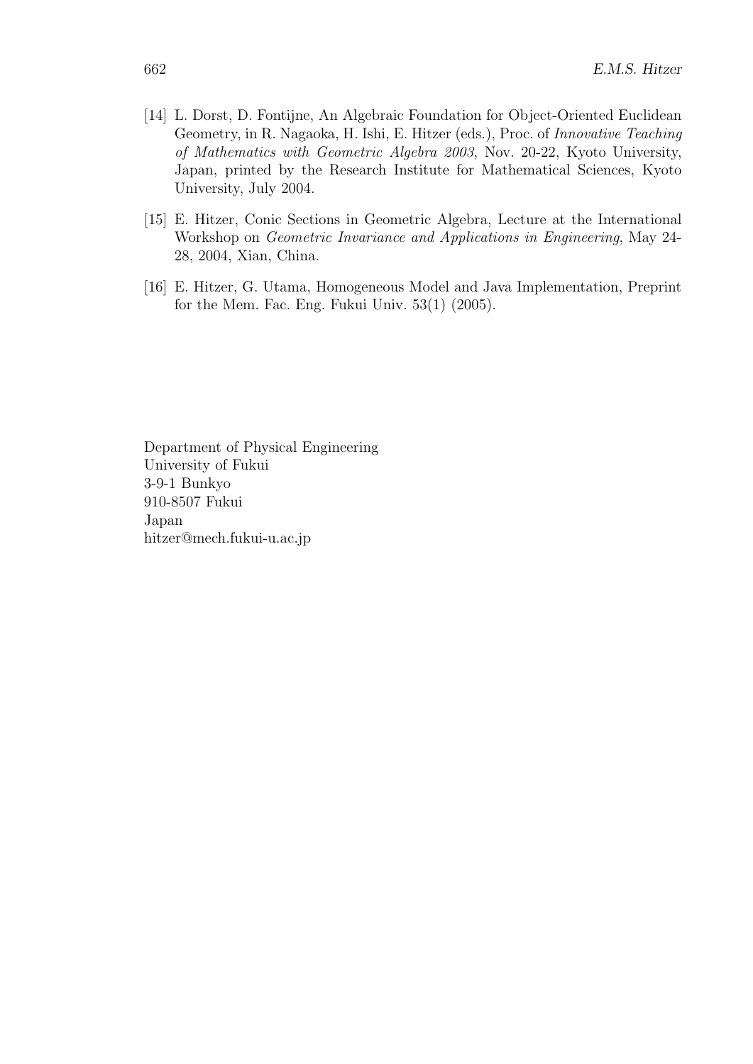[14] L. Dorst, D. Fontijne, An Algebraic Foundation for Object-Oriented Euclidean Geometry, in R. Nagaoka, H. Ishi, E. Hitzer (eds.), Proc. of *Innovative Teaching of Mathematics with Geometric Algebra 2003*, Nov. 20-22, Kyoto University, Japan, printed by the Research Institute for Mathematical Sciences, Kyoto University, July 2004.

[15] E. Hitzer, Conic Sections in Geometric Algebra, Lecture at the International Workshop on *Geometric Invariance and Applications in Engineering*, May 24-28, 2004, Xian, China.

[16] E. Hitzer, G. Utama, Homogeneous Model and Java Implementation, Preprint for the Mem. Fac. Eng. Fukui Univ. 53(1) (2005).

Department of Physical Engineering
University of Fukui
3-9-1 Bunkyo
910-8507 Fukui
Japan
hitzer@mech.fukui-u.ac.jp